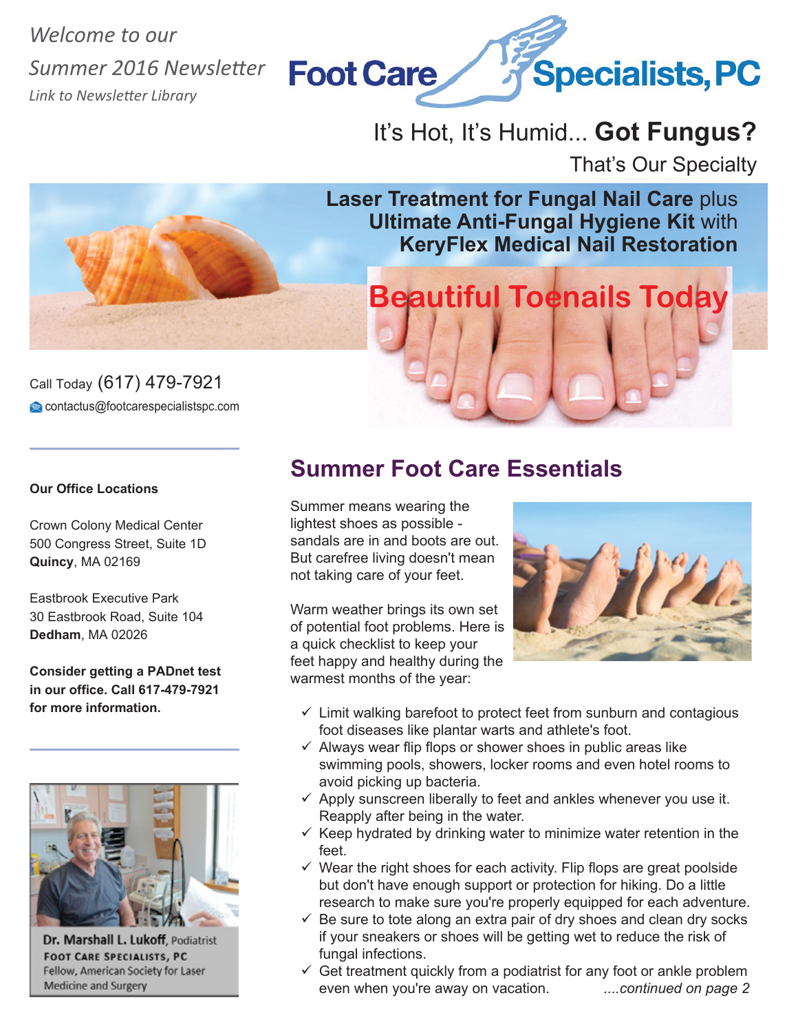*Welcome to our*

*Summer 2016 Newsletter*

*Link to Newsletter Library*

# Foot Care Specialists, PC

## It's Hot, It's Humid... **Got Fungus?**

That's Our Specialty

**Laser Treatment for Fungal Nail Care** plus **Ultimate Anti-Fungal Hygiene Kit** with **KeryFlex Medical Nail Restoration**

**Beautiful Toenails Today**

Call Today (617) 479-7921

contactus@footcarespecialistspc.com

**Our Office Locations**

Crown Colony Medical Center
500 Congress Street, Suite 1D
**Quincy**, MA 02169

Eastbrook Executive Park
30 Eastbrook Road, Suite 104
**Dedham**, MA 02026

**Consider getting a PADnet test in our office. Call 617-479-7921 for more information.**

**Dr. Marshall L. Lukoff**, Podiatrist
**FOOT CARE SPECIALISTS, PC**
Fellow, American Society for Laser Medicine and Surgery

## Summer Foot Care Essentials

Summer means wearing the lightest shoes as possible - sandals are in and boots are out. But carefree living doesn't mean not taking care of your feet.

Warm weather brings its own set of potential foot problems. Here is a quick checklist to keep your feet happy and healthy during the warmest months of the year:

- ✓ Limit walking barefoot to protect feet from sunburn and contagious foot diseases like plantar warts and athlete's foot.
- ✓ Always wear flip flops or shower shoes in public areas like swimming pools, showers, locker rooms and even hotel rooms to avoid picking up bacteria.
- ✓ Apply sunscreen liberally to feet and ankles whenever you use it. Reapply after being in the water.
- ✓ Keep hydrated by drinking water to minimize water retention in the feet.
- ✓ Wear the right shoes for each activity. Flip flops are great poolside but don't have enough support or protection for hiking. Do a little research to make sure you're properly equipped for each adventure.
- ✓ Be sure to tote along an extra pair of dry shoes and clean dry socks if your sneakers or shoes will be getting wet to reduce the risk of fungal infections.
- ✓ Get treatment quickly from a podiatrist for any foot or ankle problem even when you're away on vacation.

*....continued on page 2*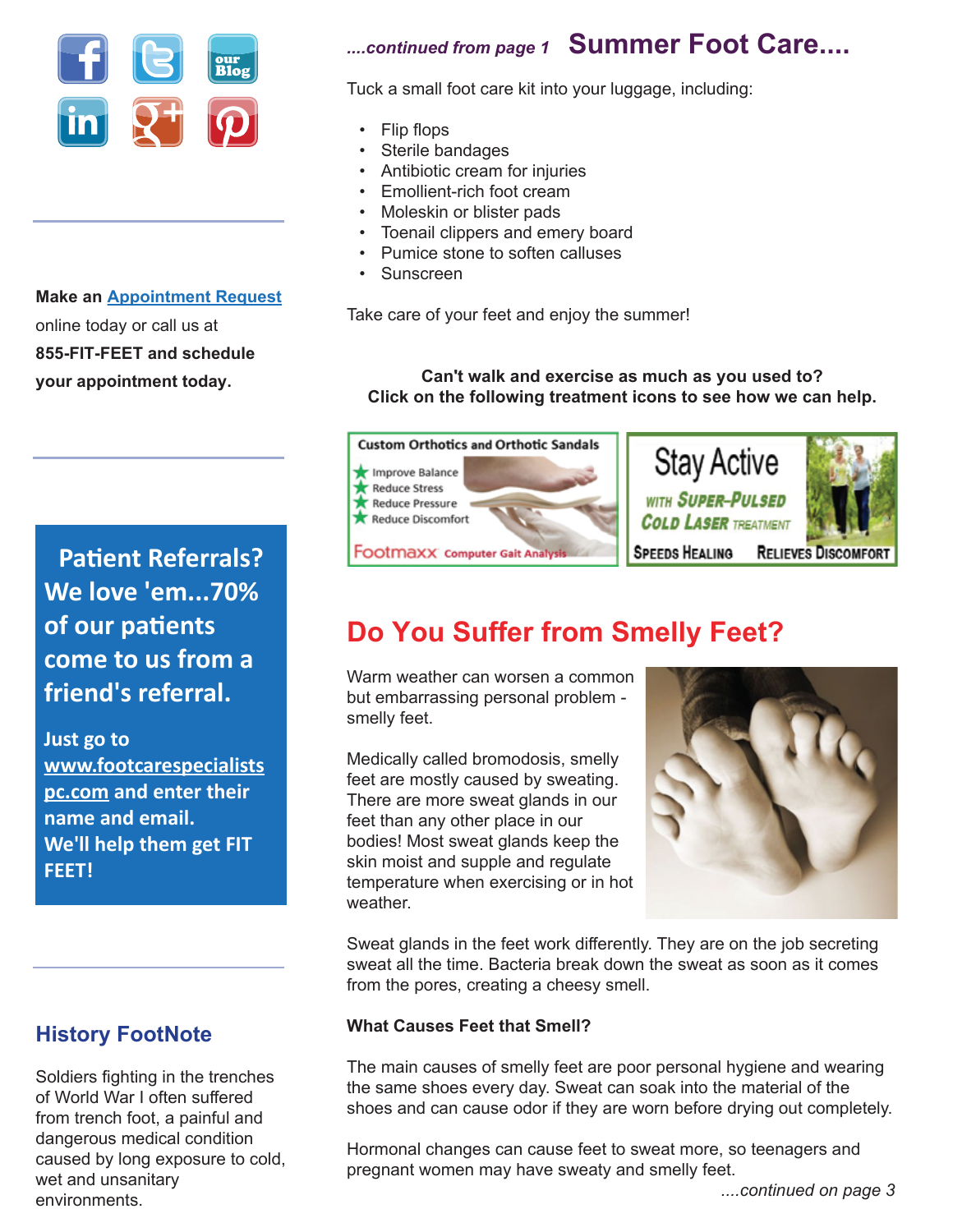*....continued from page 1* **Summer Foot Care....**

Tuck a small foot care kit into your luggage, including:

- Flip flops
- Sterile bandages
- Antibiotic cream for injuries
- Emollient-rich foot cream
- Moleskin or blister pads
- Toenail clippers and emery board
- Pumice stone to soften calluses
- Sunscreen

Take care of your feet and enjoy the summer!

**Can't walk and exercise as much as you used to?**
**Click on the following treatment icons to see how we can help.**

Custom Orthotics and Orthotic Sandals
- Improve Balance
- Reduce Stress
- Reduce Pressure
- Reduce Discomfort

Footmaxx Computer Gait Analysis

Stay Active with Super-Pulsed Cold Laser Treatment
Speeds Healing Relieves Discomfort

## Do You Suffer from Smelly Feet?

Warm weather can worsen a common but embarrassing personal problem - smelly feet.

Medically called bromodosis, smelly feet are mostly caused by sweating. There are more sweat glands in our feet than any other place in our bodies! Most sweat glands keep the skin moist and supple and regulate temperature when exercising or in hot weather.

Sweat glands in the feet work differently. They are on the job secreting sweat all the time. Bacteria break down the sweat as soon as it comes from the pores, creating a cheesy smell.

**What Causes Feet that Smell?**

The main causes of smelly feet are poor personal hygiene and wearing the same shoes every day. Sweat can soak into the material of the shoes and can cause odor if they are worn before drying out completely.

Hormonal changes can cause feet to sweat more, so teenagers and pregnant women may have sweaty and smelly feet.

*....continued on page 3*

**Make an Appointment Request** online today or call us at **855-FIT-FEET and schedule your appointment today.**

**Patient Referrals? We love 'em...70% of our patients come to us from a friend's referral.**

**Just go to www.footcarespecialistspc.com and enter their name and email. We'll help them get FIT FEET!**

### History FootNote

Soldiers fighting in the trenches of World War I often suffered from trench foot, a painful and dangerous medical condition caused by long exposure to cold, wet and unsanitary environments.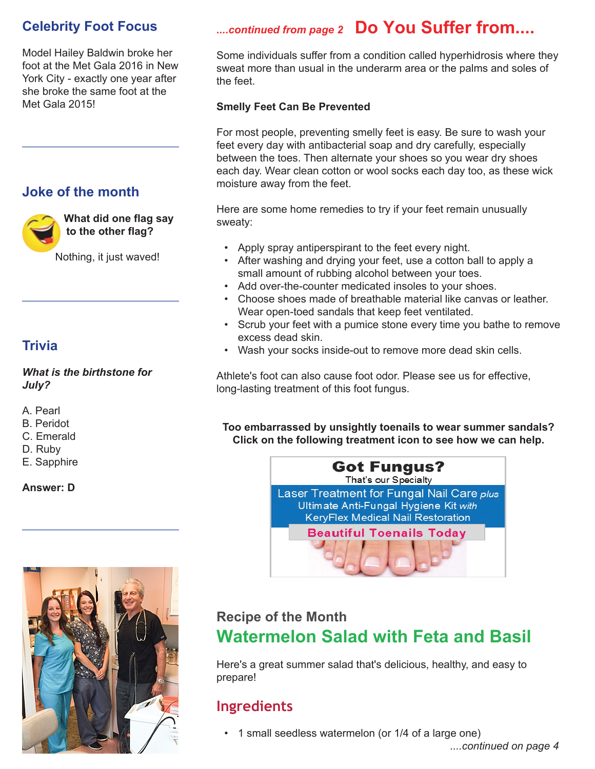## Celebrity Foot Focus

Model Hailey Baldwin broke her foot at the Met Gala 2016 in New York City - exactly one year after she broke the same foot at the Met Gala 2015!

## Joke of the month

**What did one flag say to the other flag?**

Nothing, it just waved!

## Trivia

***What is the birthstone for July?***

A. Pearl
B. Peridot
C. Emerald
D. Ruby
E. Sapphire

**Answer: D**

*....continued from page 2*

## Do You Suffer from....

Some individuals suffer from a condition called hyperhidrosis where they sweat more than usual in the underarm area or the palms and soles of the feet.

**Smelly Feet Can Be Prevented**

For most people, preventing smelly feet is easy. Be sure to wash your feet every day with antibacterial soap and dry carefully, especially between the toes. Then alternate your shoes so you wear dry shoes each day. Wear clean cotton or wool socks each day too, as these wick moisture away from the feet.

Here are some home remedies to try if your feet remain unusually sweaty:

- Apply spray antiperspirant to the feet every night.
- After washing and drying your feet, use a cotton ball to apply a small amount of rubbing alcohol between your toes.
- Add over-the-counter medicated insoles to your shoes.
- Choose shoes made of breathable material like canvas or leather. Wear open-toed sandals that keep feet ventilated.
- Scrub your feet with a pumice stone every time you bathe to remove excess dead skin.
- Wash your socks inside-out to remove more dead skin cells.

Athlete's foot can also cause foot odor. Please see us for effective, long-lasting treatment of this foot fungus.

**Too embarrassed by unsightly toenails to wear summer sandals? Click on the following treatment icon to see how we can help.**

**Got Fungus?**
That's our Specialty
Laser Treatment for Fungal Nail Care *plus*
Ultimate Anti-Fungal Hygiene Kit *with*
KeryFlex Medical Nail Restoration
**Beautiful Toenails Today**

### Recipe of the Month

## Watermelon Salad with Feta and Basil

Here's a great summer salad that's delicious, healthy, and easy to prepare!

### Ingredients

- 1 small seedless watermelon (or 1/4 of a large one)

*....continued on page 4*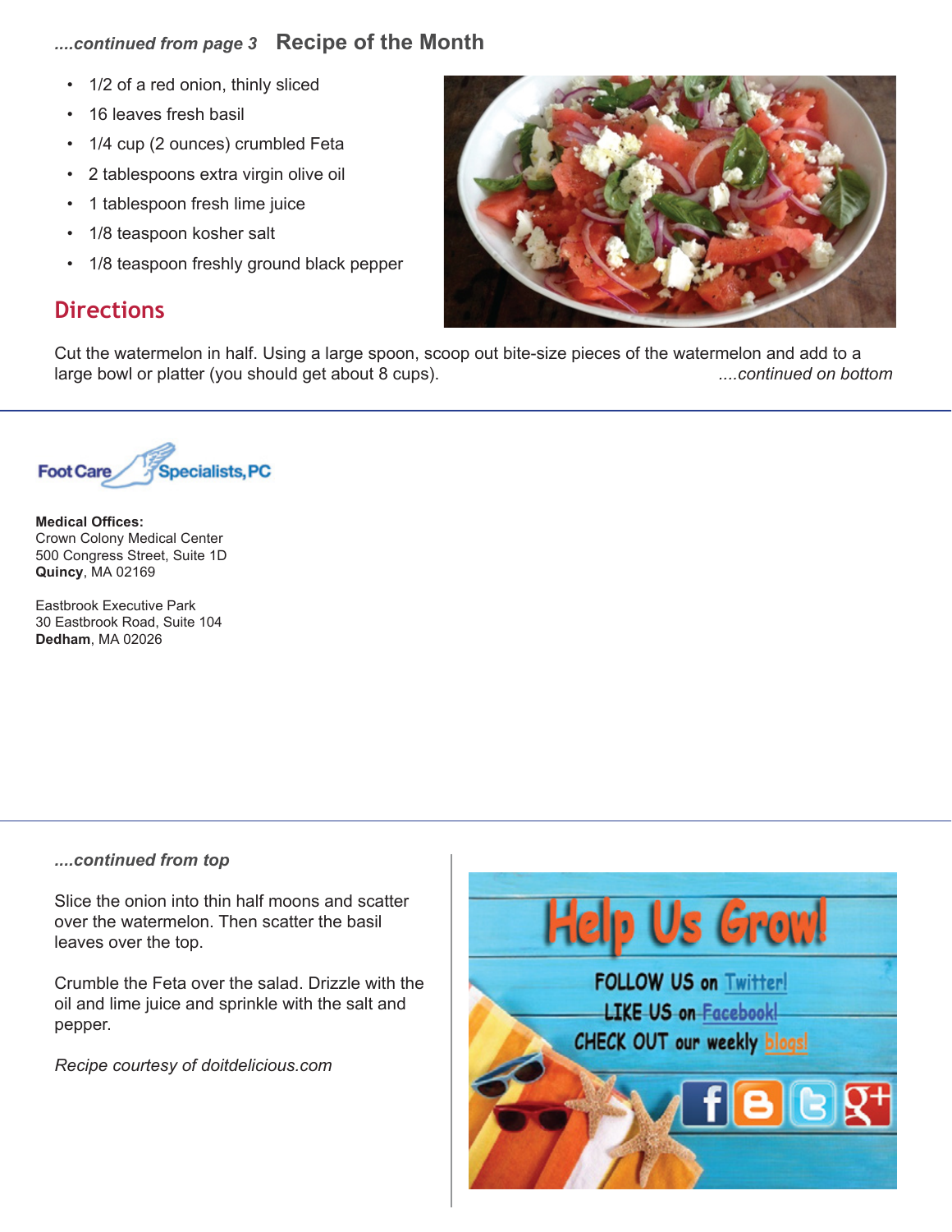*....continued from page 3* **Recipe of the Month**

- 1/2 of a red onion, thinly sliced
- 16 leaves fresh basil
- 1/4 cup (2 ounces) crumbled Feta
- 2 tablespoons extra virgin olive oil
- 1 tablespoon fresh lime juice
- 1/8 teaspoon kosher salt
- 1/8 teaspoon freshly ground black pepper

## Directions

Cut the watermelon in half. Using a large spoon, scoop out bite-size pieces of the watermelon and add to a large bowl or platter (you should get about 8 cups). *....continued on bottom*

Foot Care Specialists, PC

**Medical Offices:**
Crown Colony Medical Center
500 Congress Street, Suite 1D
**Quincy**, MA 02169

Eastbrook Executive Park
30 Eastbrook Road, Suite 104
**Dedham**, MA 02026

*....continued from top*

Slice the onion into thin half moons and scatter over the watermelon. Then scatter the basil leaves over the top.

Crumble the Feta over the salad. Drizzle with the oil and lime juice and sprinkle with the salt and pepper.

*Recipe courtesy of doitdelicious.com*

Help Us Grow!

FOLLOW US on Twitter!
LIKE US on Facebook!
CHECK OUT our weekly blogs!